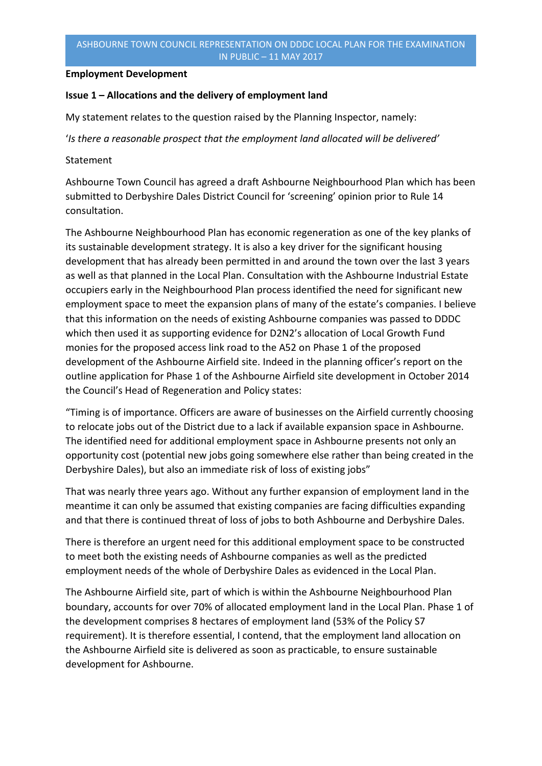ASHBOURNE TOWN COUNCIL REPRESENTATION ON DDDC LOCAL PLAN FOR THE EXAMINATION IN PUBLIC – 11 MAY 2017

**Employment Development**

**Issue 1 – Allocations and the delivery of employment land**

My statement relates to the question raised by the Planning Inspector, namely:

'*Is there a reasonable prospect that the employment land allocated will be delivered'*

Statement

Ashbourne Town Council has agreed a draft Ashbourne Neighbourhood Plan which has been submitted to Derbyshire Dales District Council for 'screening' opinion prior to Rule 14 consultation.

The Ashbourne Neighbourhood Plan has economic regeneration as one of the key planks of its sustainable development strategy. It is also a key driver for the significant housing development that has already been permitted in and around the town over the last 3 years as well as that planned in the Local Plan. Consultation with the Ashbourne Industrial Estate occupiers early in the Neighbourhood Plan process identified the need for significant new employment space to meet the expansion plans of many of the estate's companies. I believe that this information on the needs of existing Ashbourne companies was passed to DDDC which then used it as supporting evidence for D2N2's allocation of Local Growth Fund monies for the proposed access link road to the A52 on Phase 1 of the proposed development of the Ashbourne Airfield site. Indeed in the planning officer's report on the outline application for Phase 1 of the Ashbourne Airfield site development in October 2014 the Council's Head of Regeneration and Policy states:

"Timing is of importance. Officers are aware of businesses on the Airfield currently choosing to relocate jobs out of the District due to a lack if available expansion space in Ashbourne. The identified need for additional employment space in Ashbourne presents not only an opportunity cost (potential new jobs going somewhere else rather than being created in the Derbyshire Dales), but also an immediate risk of loss of existing jobs"

That was nearly three years ago. Without any further expansion of employment land in the meantime it can only be assumed that existing companies are facing difficulties expanding and that there is continued threat of loss of jobs to both Ashbourne and Derbyshire Dales.

There is therefore an urgent need for this additional employment space to be constructed to meet both the existing needs of Ashbourne companies as well as the predicted employment needs of the whole of Derbyshire Dales as evidenced in the Local Plan.

The Ashbourne Airfield site, part of which is within the Ashbourne Neighbourhood Plan boundary, accounts for over 70% of allocated employment land in the Local Plan. Phase 1 of the development comprises 8 hectares of employment land (53% of the Policy S7 requirement). It is therefore essential, I contend, that the employment land allocation on the Ashbourne Airfield site is delivered as soon as practicable, to ensure sustainable development for Ashbourne.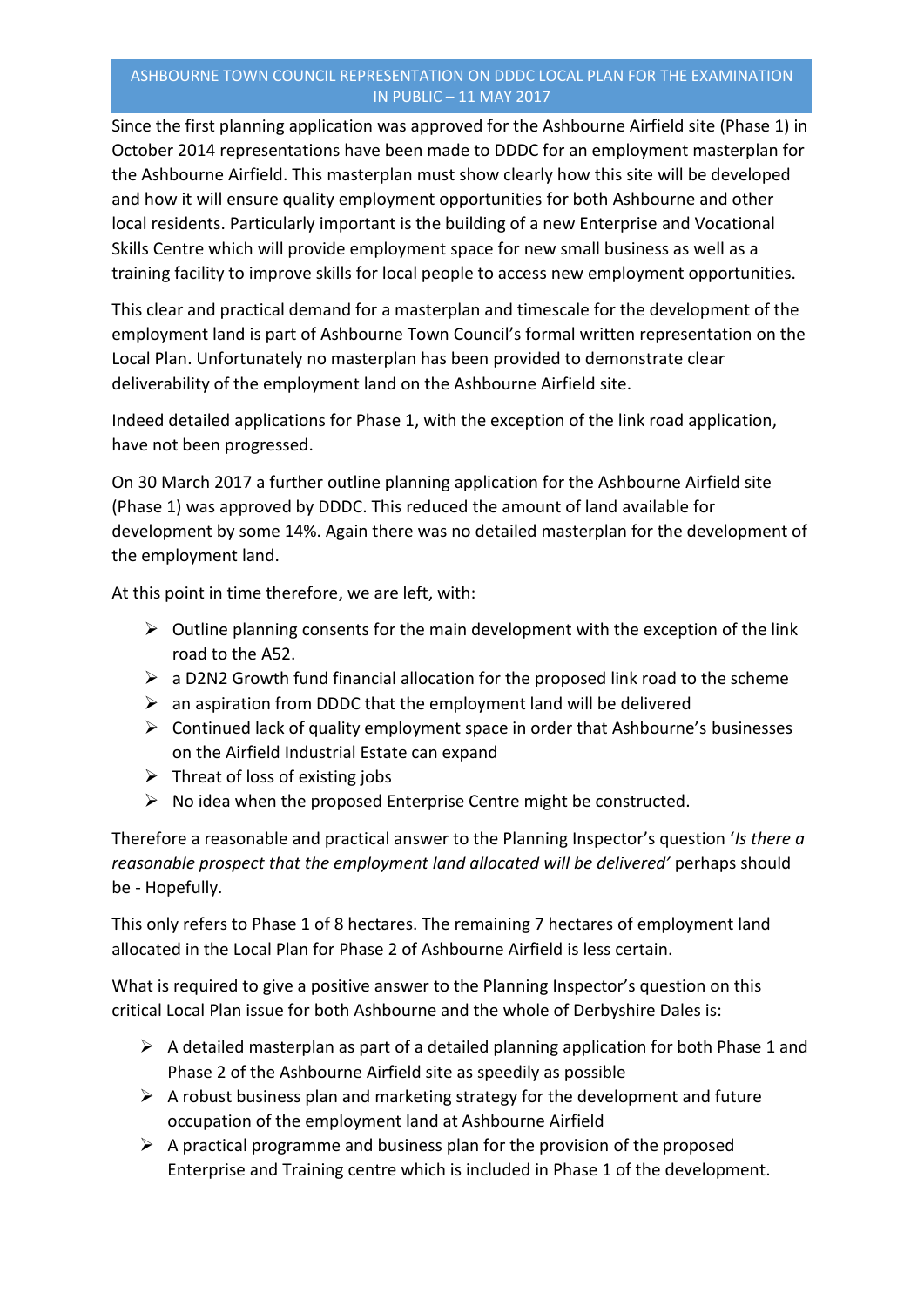## ASHBOURNE TOWN COUNCIL REPRESENTATION ON DDDC LOCAL PLAN FOR THE EXAMINATION IN PUBLIC – 11 MAY 2017

Since the first planning application was approved for the Ashbourne Airfield site (Phase 1) in October 2014 representations have been made to DDDC for an employment masterplan for the Ashbourne Airfield. This masterplan must show clearly how this site will be developed and how it will ensure quality employment opportunities for both Ashbourne and other local residents. Particularly important is the building of a new Enterprise and Vocational Skills Centre which will provide employment space for new small business as well as a training facility to improve skills for local people to access new employment opportunities.

This clear and practical demand for a masterplan and timescale for the development of the employment land is part of Ashbourne Town Council's formal written representation on the Local Plan. Unfortunately no masterplan has been provided to demonstrate clear deliverability of the employment land on the Ashbourne Airfield site.

Indeed detailed applications for Phase 1, with the exception of the link road application, have not been progressed.

On 30 March 2017 a further outline planning application for the Ashbourne Airfield site (Phase 1) was approved by DDDC. This reduced the amount of land available for development by some 14%. Again there was no detailed masterplan for the development of the employment land.

At this point in time therefore, we are left, with:

- Outline planning consents for the main development with the exception of the link road to the A52.
- a D2N2 Growth fund financial allocation for the proposed link road to the scheme
- an aspiration from DDDC that the employment land will be delivered
- Continued lack of quality employment space in order that Ashbourne's businesses on the Airfield Industrial Estate can expand
- Threat of loss of existing jobs
- No idea when the proposed Enterprise Centre might be constructed.

Therefore a reasonable and practical answer to the Planning Inspector's question '*Is there a reasonable prospect that the employment land allocated will be delivered'* perhaps should be - Hopefully.

This only refers to Phase 1 of 8 hectares. The remaining 7 hectares of employment land allocated in the Local Plan for Phase 2 of Ashbourne Airfield is less certain.

What is required to give a positive answer to the Planning Inspector's question on this critical Local Plan issue for both Ashbourne and the whole of Derbyshire Dales is:

- A detailed masterplan as part of a detailed planning application for both Phase 1 and Phase 2 of the Ashbourne Airfield site as speedily as possible
- A robust business plan and marketing strategy for the development and future occupation of the employment land at Ashbourne Airfield
- A practical programme and business plan for the provision of the proposed Enterprise and Training centre which is included in Phase 1 of the development.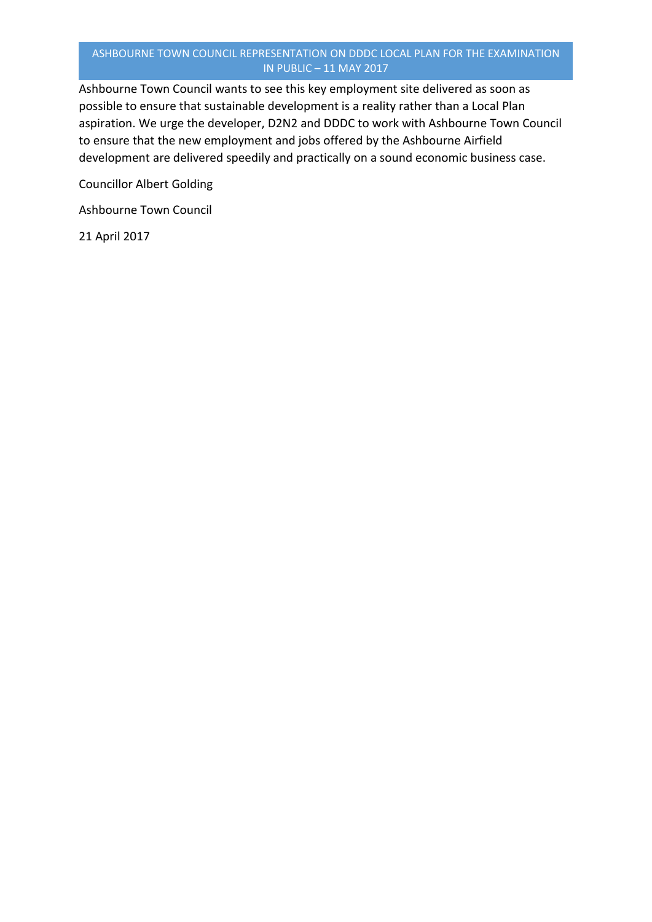Ashbourne Town Council wants to see this key employment site delivered as soon as possible to ensure that sustainable development is a reality rather than a Local Plan aspiration. We urge the developer, D2N2 and DDDC to work with Ashbourne Town Council to ensure that the new employment and jobs offered by the Ashbourne Airfield development are delivered speedily and practically on a sound economic business case.

Councillor Albert Golding

Ashbourne Town Council

21 April 2017